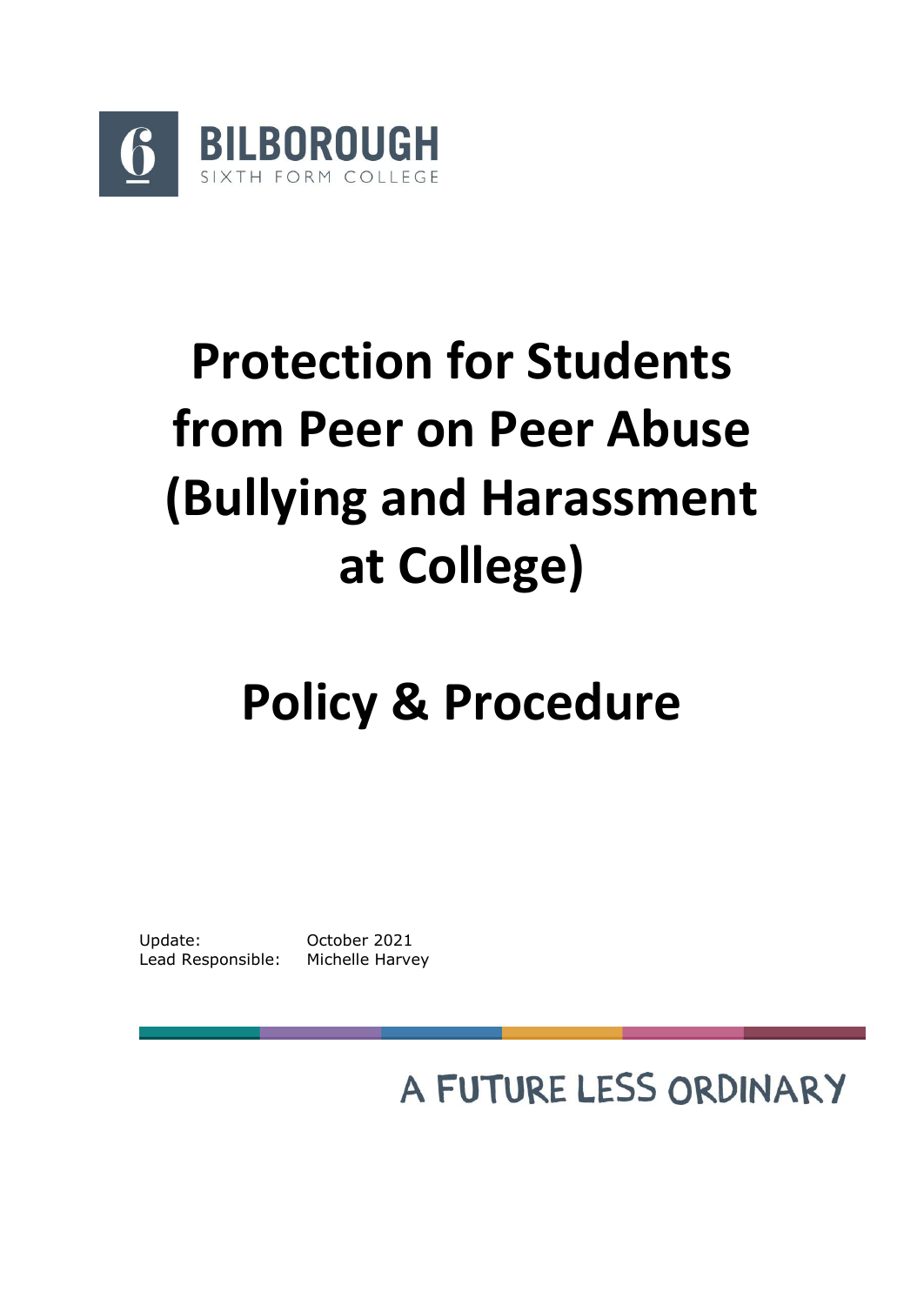BILBOROUGH
SIXTH FORM COLLEGE

# Protection for Students from Peer on Peer Abuse (Bullying and Harassment at College)

# Policy & Procedure

Update: October 2021
Lead Responsible: Michelle Harvey

A FUTURE LESS ORDINARY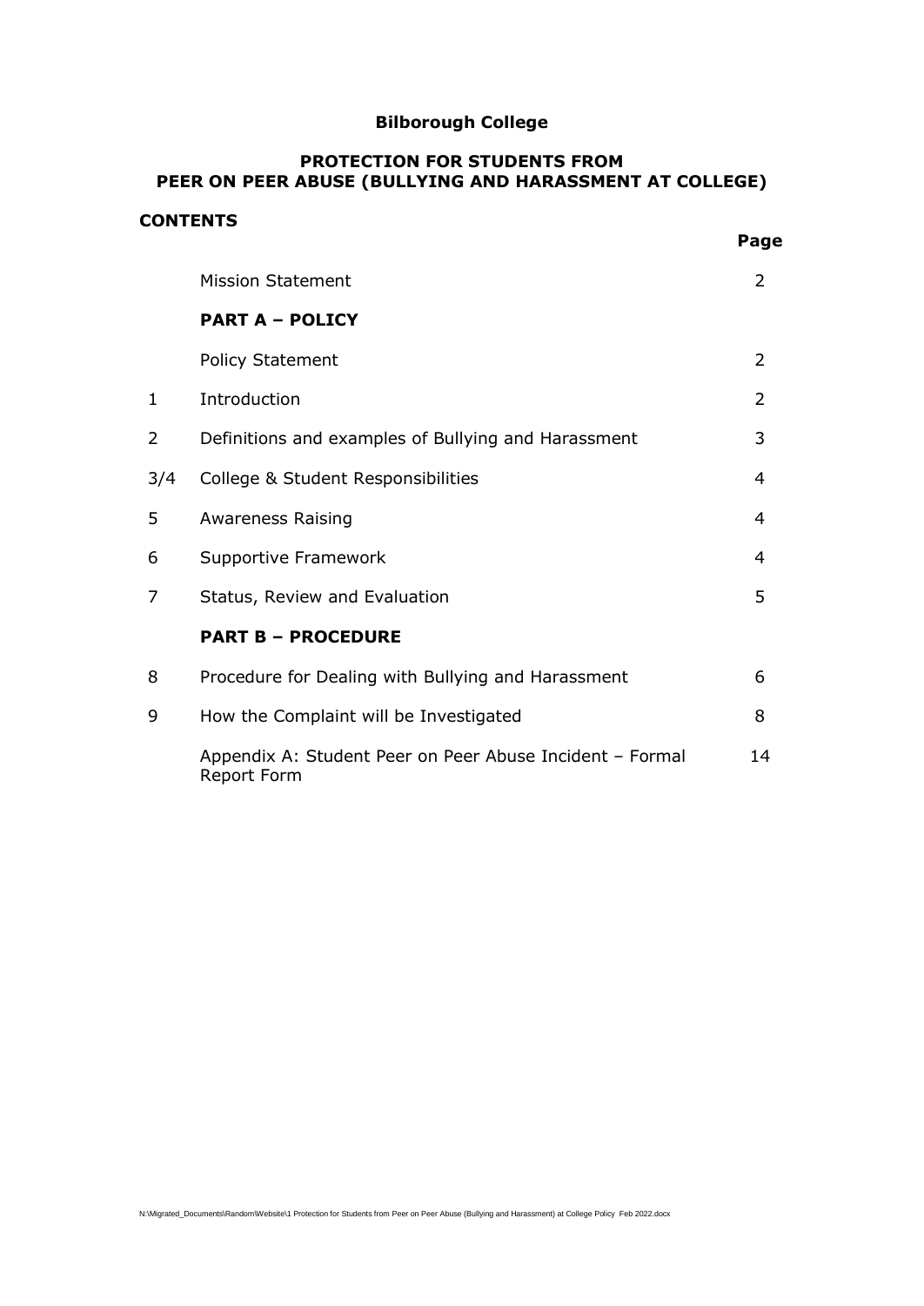**Bilborough College**

**PROTECTION FOR STUDENTS FROM PEER ON PEER ABUSE (BULLYING AND HARASSMENT AT COLLEGE)**

**CONTENTS**

| | | **Page** |
|---|---|---|
| | Mission Statement | 2 |
| | **PART A – POLICY** | |
| | Policy Statement | 2 |
| 1 | Introduction | 2 |
| 2 | Definitions and examples of Bullying and Harassment | 3 |
| 3/4 | College & Student Responsibilities | 4 |
| 5 | Awareness Raising | 4 |
| 6 | Supportive Framework | 4 |
| 7 | Status, Review and Evaluation | 5 |
| | **PART B – PROCEDURE** | |
| 8 | Procedure for Dealing with Bullying and Harassment | 6 |
| 9 | How the Complaint will be Investigated | 8 |
| | Appendix A: Student Peer on Peer Abuse Incident – Formal Report Form | 14 |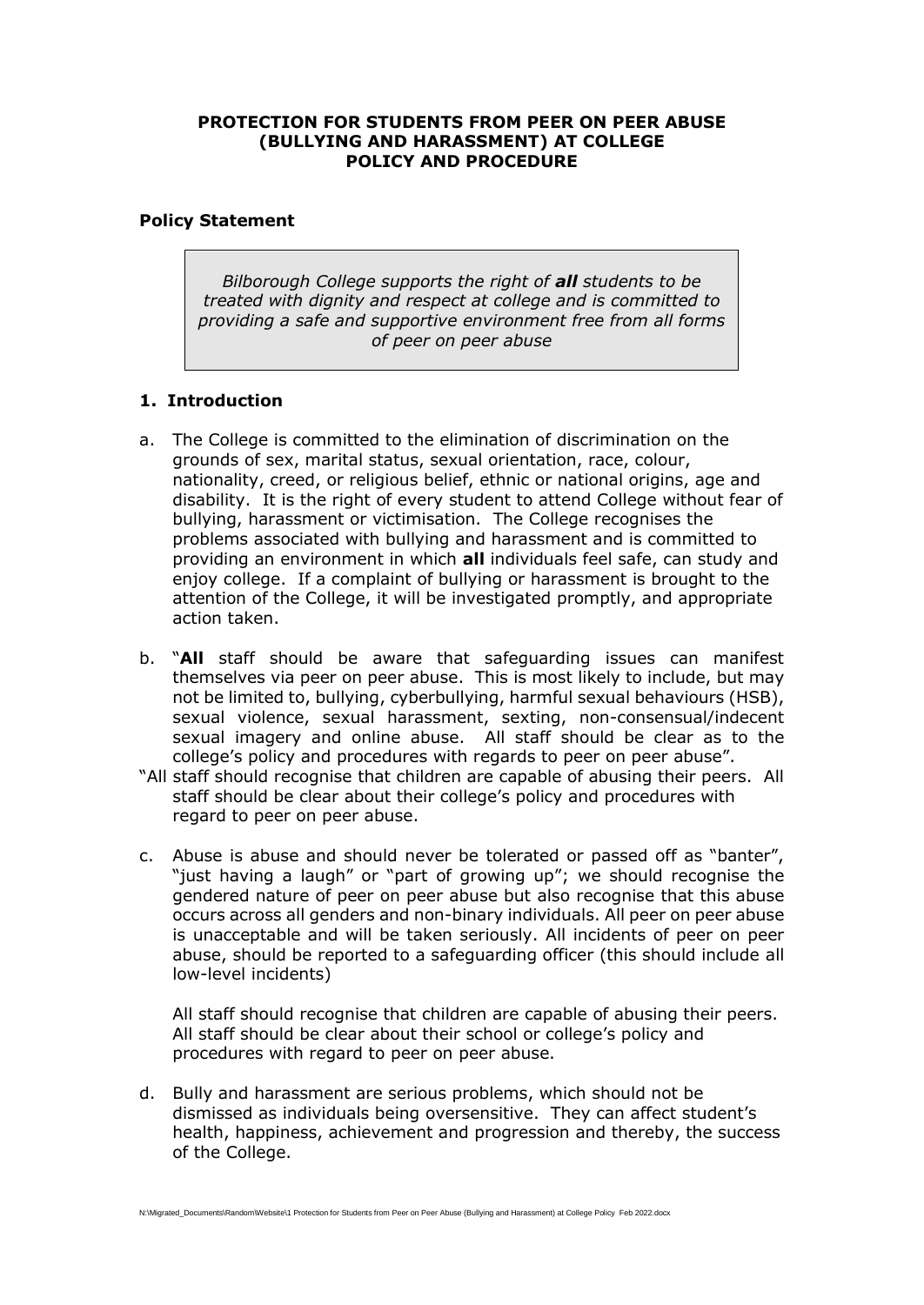**PROTECTION FOR STUDENTS FROM PEER ON PEER ABUSE (BULLYING AND HARASSMENT) AT COLLEGE POLICY AND PROCEDURE**

**Policy Statement**

> *Bilborough College supports the right of **all** students to be treated with dignity and respect at college and is committed to providing a safe and supportive environment free from all forms of peer on peer abuse*

## 1. Introduction

a. The College is committed to the elimination of discrimination on the grounds of sex, marital status, sexual orientation, race, colour, nationality, creed, or religious belief, ethnic or national origins, age and disability. It is the right of every student to attend College without fear of bullying, harassment or victimisation. The College recognises the problems associated with bullying and harassment and is committed to providing an environment in which **all** individuals feel safe, can study and enjoy college. If a complaint of bullying or harassment is brought to the attention of the College, it will be investigated promptly, and appropriate action taken.

b. "**All** staff should be aware that safeguarding issues can manifest themselves via peer on peer abuse. This is most likely to include, but may not be limited to, bullying, cyberbullying, harmful sexual behaviours (HSB), sexual violence, sexual harassment, sexting, non-consensual/indecent sexual imagery and online abuse. All staff should be clear as to the college's policy and procedures with regards to peer on peer abuse".

"All staff should recognise that children are capable of abusing their peers. All staff should be clear about their college's policy and procedures with regard to peer on peer abuse.

c. Abuse is abuse and should never be tolerated or passed off as "banter", "just having a laugh" or "part of growing up"; we should recognise the gendered nature of peer on peer abuse but also recognise that this abuse occurs across all genders and non-binary individuals. All peer on peer abuse is unacceptable and will be taken seriously. All incidents of peer on peer abuse, should be reported to a safeguarding officer (this should include all low-level incidents)

   All staff should recognise that children are capable of abusing their peers. All staff should be clear about their school or college's policy and procedures with regard to peer on peer abuse.

d. Bully and harassment are serious problems, which should not be dismissed as individuals being oversensitive. They can affect student's health, happiness, achievement and progression and thereby, the success of the College.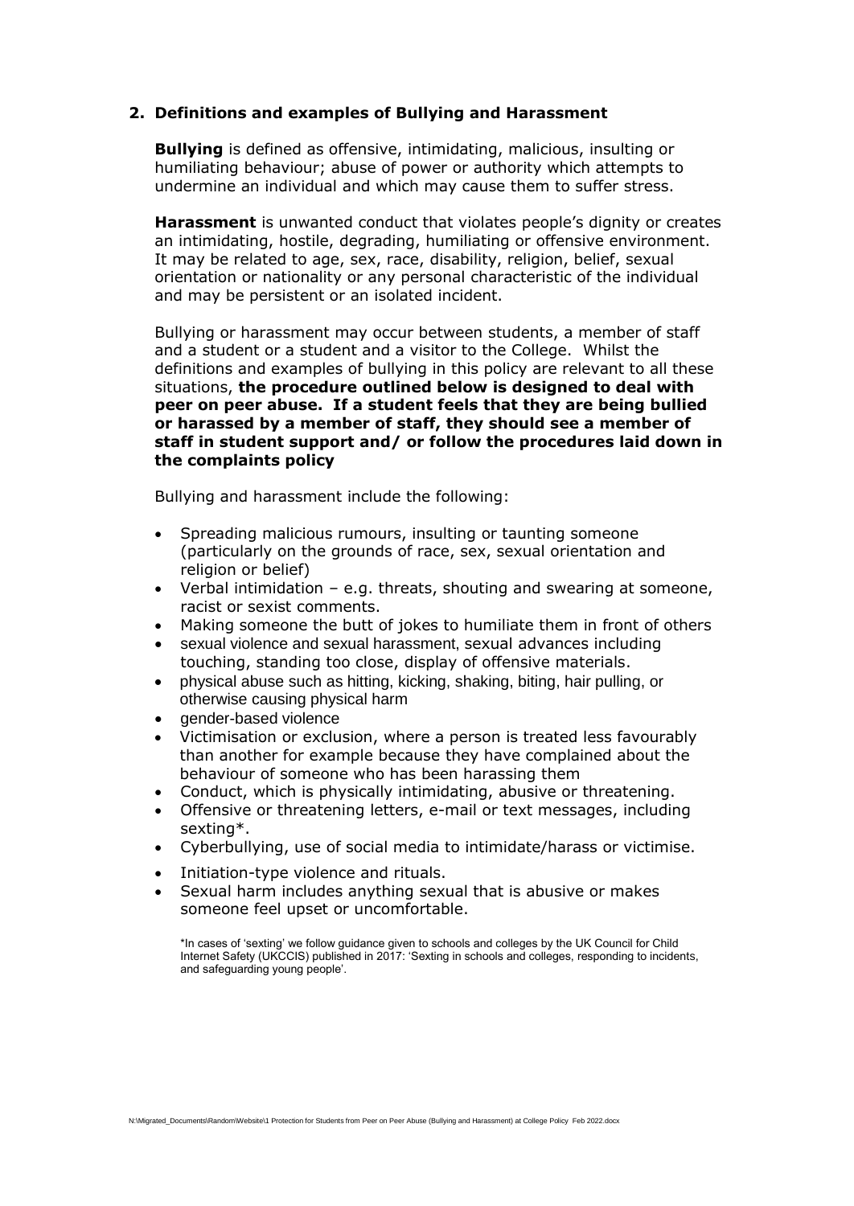## 2. Definitions and examples of Bullying and Harassment

**Bullying** is defined as offensive, intimidating, malicious, insulting or humiliating behaviour; abuse of power or authority which attempts to undermine an individual and which may cause them to suffer stress.

**Harassment** is unwanted conduct that violates people's dignity or creates an intimidating, hostile, degrading, humiliating or offensive environment. It may be related to age, sex, race, disability, religion, belief, sexual orientation or nationality or any personal characteristic of the individual and may be persistent or an isolated incident.

Bullying or harassment may occur between students, a member of staff and a student or a student and a visitor to the College. Whilst the definitions and examples of bullying in this policy are relevant to all these situations, **the procedure outlined below is designed to deal with peer on peer abuse. If a student feels that they are being bullied or harassed by a member of staff, they should see a member of staff in student support and/ or follow the procedures laid down in the complaints policy**

Bullying and harassment include the following:

- Spreading malicious rumours, insulting or taunting someone (particularly on the grounds of race, sex, sexual orientation and religion or belief)
- Verbal intimidation – e.g. threats, shouting and swearing at someone, racist or sexist comments.
- Making someone the butt of jokes to humiliate them in front of others
- sexual violence and sexual harassment, sexual advances including touching, standing too close, display of offensive materials.
- physical abuse such as hitting, kicking, shaking, biting, hair pulling, or otherwise causing physical harm
- gender-based violence
- Victimisation or exclusion, where a person is treated less favourably than another for example because they have complained about the behaviour of someone who has been harassing them
- Conduct, which is physically intimidating, abusive or threatening.
- Offensive or threatening letters, e-mail or text messages, including sexting*.
- Cyberbullying, use of social media to intimidate/harass or victimise.
- Initiation-type violence and rituals.
- Sexual harm includes anything sexual that is abusive or makes someone feel upset or uncomfortable.

*In cases of 'sexting' we follow guidance given to schools and colleges by the UK Council for Child Internet Safety (UKCCIS) published in 2017: 'Sexting in schools and colleges, responding to incidents, and safeguarding young people'.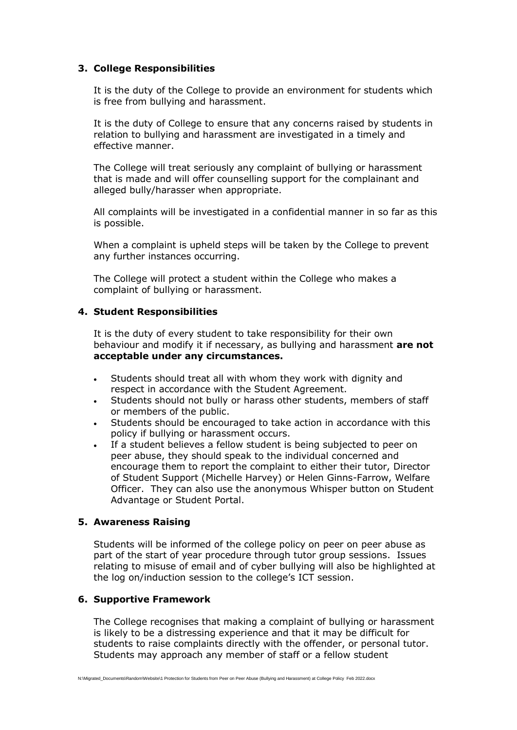## 3. College Responsibilities

It is the duty of the College to provide an environment for students which is free from bullying and harassment.

It is the duty of College to ensure that any concerns raised by students in relation to bullying and harassment are investigated in a timely and effective manner.

The College will treat seriously any complaint of bullying or harassment that is made and will offer counselling support for the complainant and alleged bully/harasser when appropriate.

All complaints will be investigated in a confidential manner in so far as this is possible.

When a complaint is upheld steps will be taken by the College to prevent any further instances occurring.

The College will protect a student within the College who makes a complaint of bullying or harassment.

## 4. Student Responsibilities

It is the duty of every student to take responsibility for their own behaviour and modify it if necessary, as bullying and harassment **are not acceptable under any circumstances.**

- Students should treat all with whom they work with dignity and respect in accordance with the Student Agreement.
- Students should not bully or harass other students, members of staff or members of the public.
- Students should be encouraged to take action in accordance with this policy if bullying or harassment occurs.
- If a student believes a fellow student is being subjected to peer on peer abuse, they should speak to the individual concerned and encourage them to report the complaint to either their tutor, Director of Student Support (Michelle Harvey) or Helen Ginns-Farrow, Welfare Officer. They can also use the anonymous Whisper button on Student Advantage or Student Portal.

## 5. Awareness Raising

Students will be informed of the college policy on peer on peer abuse as part of the start of year procedure through tutor group sessions. Issues relating to misuse of email and of cyber bullying will also be highlighted at the log on/induction session to the college's ICT session.

## 6. Supportive Framework

The College recognises that making a complaint of bullying or harassment is likely to be a distressing experience and that it may be difficult for students to raise complaints directly with the offender, or personal tutor. Students may approach any member of staff or a fellow student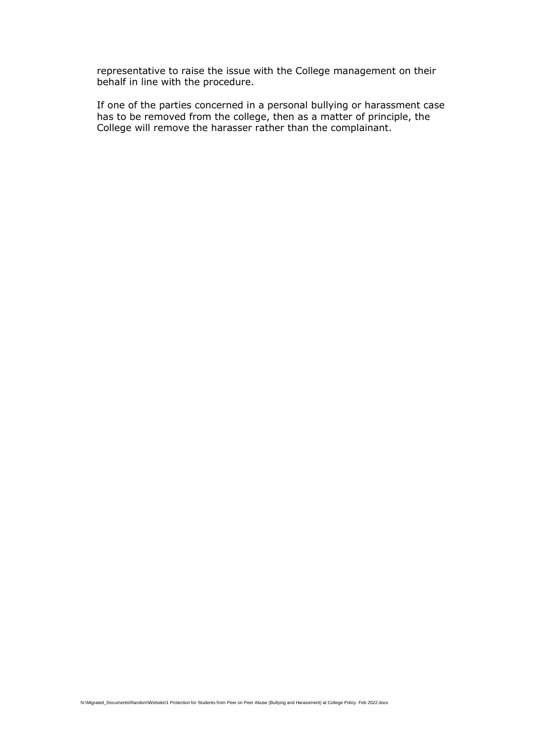representative to raise the issue with the College management on their behalf in line with the procedure.

If one of the parties concerned in a personal bullying or harassment case has to be removed from the college, then as a matter of principle, the College will remove the harasser rather than the complainant.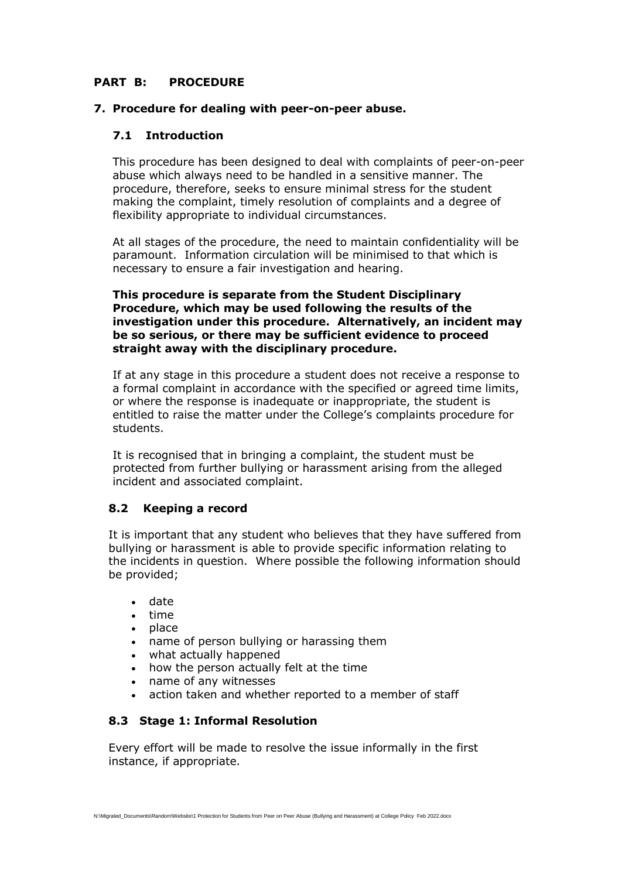## PART B: PROCEDURE

### 7. Procedure for dealing with peer-on-peer abuse.

#### 7.1 Introduction

This procedure has been designed to deal with complaints of peer-on-peer abuse which always need to be handled in a sensitive manner. The procedure, therefore, seeks to ensure minimal stress for the student making the complaint, timely resolution of complaints and a degree of flexibility appropriate to individual circumstances.

At all stages of the procedure, the need to maintain confidentiality will be paramount. Information circulation will be minimised to that which is necessary to ensure a fair investigation and hearing.

**This procedure is separate from the Student Disciplinary Procedure, which may be used following the results of the investigation under this procedure. Alternatively, an incident may be so serious, or there may be sufficient evidence to proceed straight away with the disciplinary procedure.**

If at any stage in this procedure a student does not receive a response to a formal complaint in accordance with the specified or agreed time limits, or where the response is inadequate or inappropriate, the student is entitled to raise the matter under the College's complaints procedure for students.

It is recognised that in bringing a complaint, the student must be protected from further bullying or harassment arising from the alleged incident and associated complaint.

#### 8.2 Keeping a record

It is important that any student who believes that they have suffered from bullying or harassment is able to provide specific information relating to the incidents in question. Where possible the following information should be provided;

- date
- time
- place
- name of person bullying or harassing them
- what actually happened
- how the person actually felt at the time
- name of any witnesses
- action taken and whether reported to a member of staff

#### 8.3 Stage 1: Informal Resolution

Every effort will be made to resolve the issue informally in the first instance, if appropriate.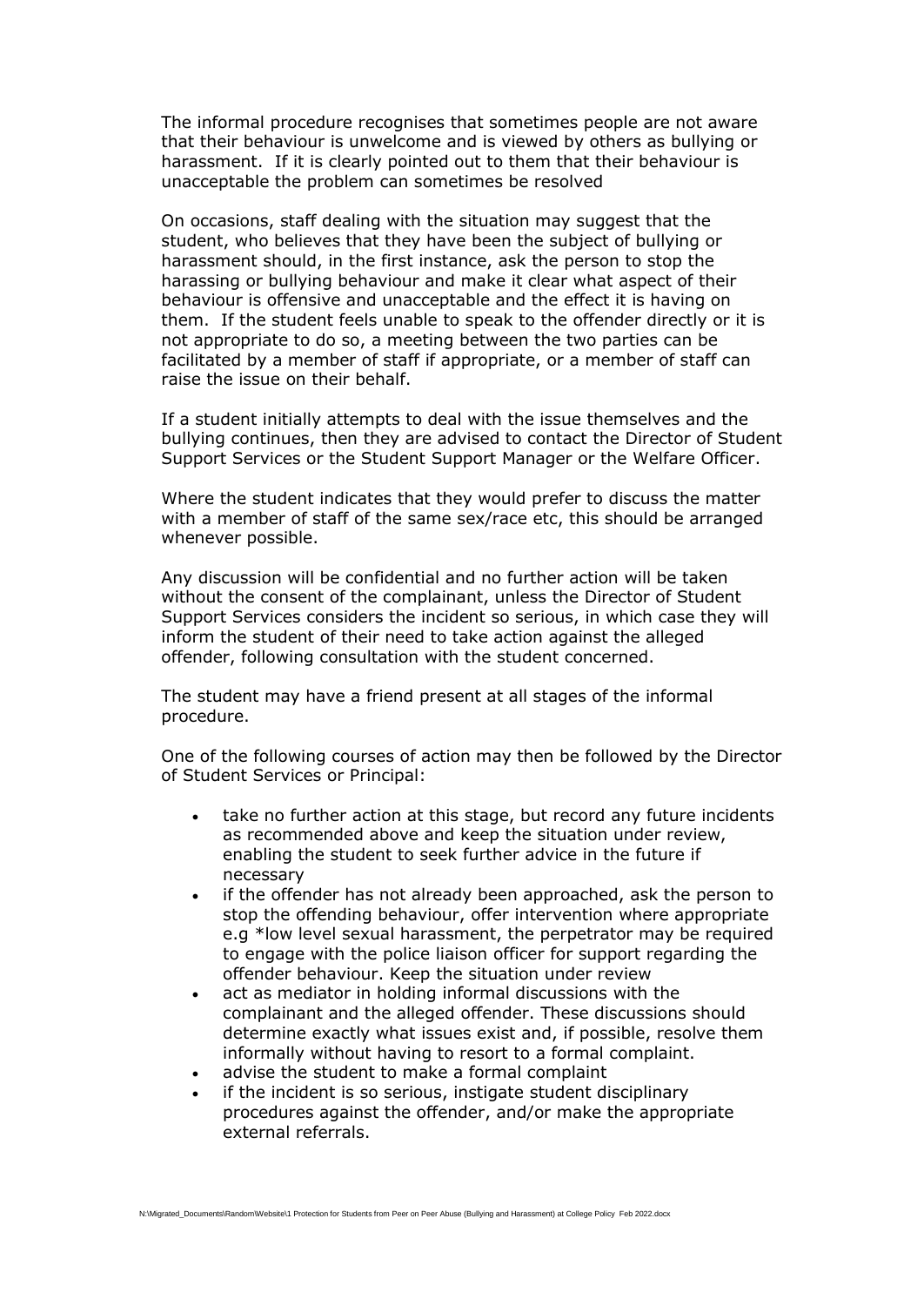The informal procedure recognises that sometimes people are not aware that their behaviour is unwelcome and is viewed by others as bullying or harassment. If it is clearly pointed out to them that their behaviour is unacceptable the problem can sometimes be resolved

On occasions, staff dealing with the situation may suggest that the student, who believes that they have been the subject of bullying or harassment should, in the first instance, ask the person to stop the harassing or bullying behaviour and make it clear what aspect of their behaviour is offensive and unacceptable and the effect it is having on them. If the student feels unable to speak to the offender directly or it is not appropriate to do so, a meeting between the two parties can be facilitated by a member of staff if appropriate, or a member of staff can raise the issue on their behalf.

If a student initially attempts to deal with the issue themselves and the bullying continues, then they are advised to contact the Director of Student Support Services or the Student Support Manager or the Welfare Officer.

Where the student indicates that they would prefer to discuss the matter with a member of staff of the same sex/race etc, this should be arranged whenever possible.

Any discussion will be confidential and no further action will be taken without the consent of the complainant, unless the Director of Student Support Services considers the incident so serious, in which case they will inform the student of their need to take action against the alleged offender, following consultation with the student concerned.

The student may have a friend present at all stages of the informal procedure.

One of the following courses of action may then be followed by the Director of Student Services or Principal:

- take no further action at this stage, but record any future incidents as recommended above and keep the situation under review, enabling the student to seek further advice in the future if necessary
- if the offender has not already been approached, ask the person to stop the offending behaviour, offer intervention where appropriate e.g *low level sexual harassment, the perpetrator may be required to engage with the police liaison officer for support regarding the offender behaviour. Keep the situation under review
- act as mediator in holding informal discussions with the complainant and the alleged offender. These discussions should determine exactly what issues exist and, if possible, resolve them informally without having to resort to a formal complaint.
- advise the student to make a formal complaint
- if the incident is so serious, instigate student disciplinary procedures against the offender, and/or make the appropriate external referrals.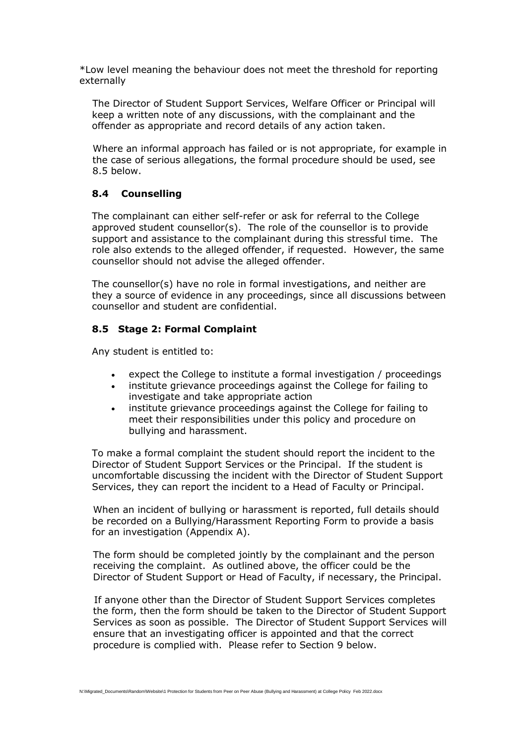*Low level meaning the behaviour does not meet the threshold for reporting externally

The Director of Student Support Services, Welfare Officer or Principal will keep a written note of any discussions, with the complainant and the offender as appropriate and record details of any action taken.

Where an informal approach has failed or is not appropriate, for example in the case of serious allegations, the formal procedure should be used, see 8.5 below.

### 8.4 Counselling

The complainant can either self-refer or ask for referral to the College approved student counsellor(s). The role of the counsellor is to provide support and assistance to the complainant during this stressful time. The role also extends to the alleged offender, if requested. However, the same counsellor should not advise the alleged offender.

The counsellor(s) have no role in formal investigations, and neither are they a source of evidence in any proceedings, since all discussions between counsellor and student are confidential.

### 8.5 Stage 2: Formal Complaint

Any student is entitled to:

- expect the College to institute a formal investigation / proceedings
- institute grievance proceedings against the College for failing to investigate and take appropriate action
- institute grievance proceedings against the College for failing to meet their responsibilities under this policy and procedure on bullying and harassment.

To make a formal complaint the student should report the incident to the Director of Student Support Services or the Principal. If the student is uncomfortable discussing the incident with the Director of Student Support Services, they can report the incident to a Head of Faculty or Principal.

When an incident of bullying or harassment is reported, full details should be recorded on a Bullying/Harassment Reporting Form to provide a basis for an investigation (Appendix A).

The form should be completed jointly by the complainant and the person receiving the complaint. As outlined above, the officer could be the Director of Student Support or Head of Faculty, if necessary, the Principal.

If anyone other than the Director of Student Support Services completes the form, then the form should be taken to the Director of Student Support Services as soon as possible. The Director of Student Support Services will ensure that an investigating officer is appointed and that the correct procedure is complied with. Please refer to Section 9 below.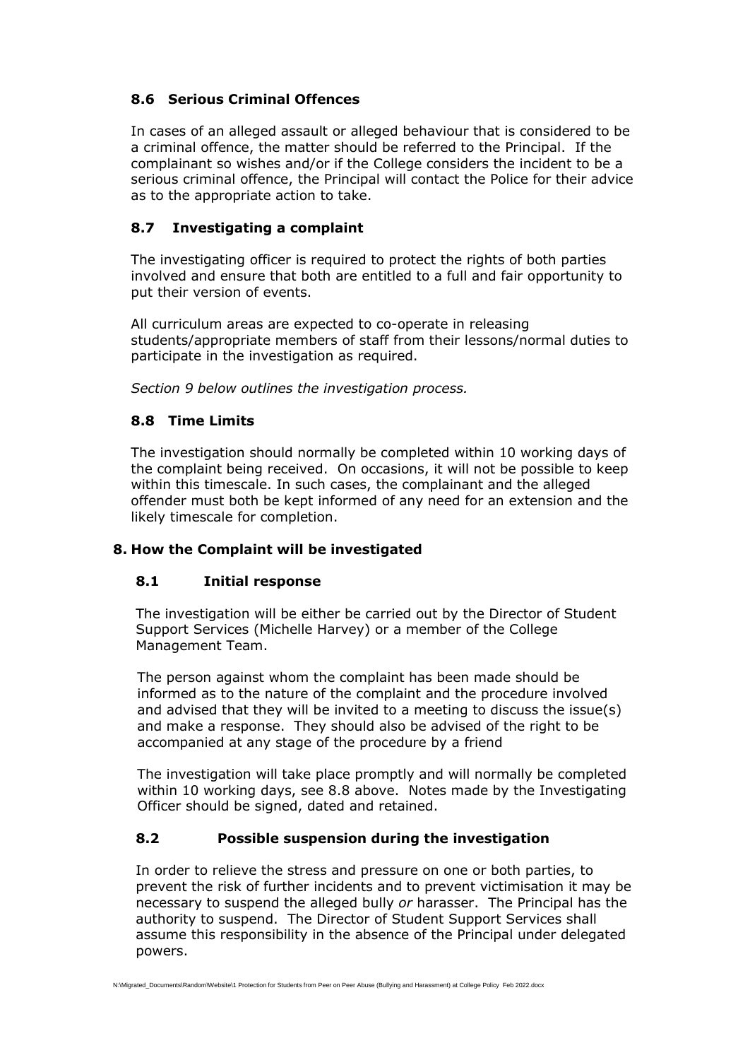### 8.6 Serious Criminal Offences

In cases of an alleged assault or alleged behaviour that is considered to be a criminal offence, the matter should be referred to the Principal. If the complainant so wishes and/or if the College considers the incident to be a serious criminal offence, the Principal will contact the Police for their advice as to the appropriate action to take.

### 8.7 Investigating a complaint

The investigating officer is required to protect the rights of both parties involved and ensure that both are entitled to a full and fair opportunity to put their version of events.

All curriculum areas are expected to co-operate in releasing students/appropriate members of staff from their lessons/normal duties to participate in the investigation as required.

*Section 9 below outlines the investigation process.*

### 8.8 Time Limits

The investigation should normally be completed within 10 working days of the complaint being received. On occasions, it will not be possible to keep within this timescale. In such cases, the complainant and the alleged offender must both be kept informed of any need for an extension and the likely timescale for completion.

## 8. How the Complaint will be investigated

### 8.1 Initial response

The investigation will be either be carried out by the Director of Student Support Services (Michelle Harvey) or a member of the College Management Team.

The person against whom the complaint has been made should be informed as to the nature of the complaint and the procedure involved and advised that they will be invited to a meeting to discuss the issue(s) and make a response. They should also be advised of the right to be accompanied at any stage of the procedure by a friend

The investigation will take place promptly and will normally be completed within 10 working days, see 8.8 above. Notes made by the Investigating Officer should be signed, dated and retained.

### 8.2 Possible suspension during the investigation

In order to relieve the stress and pressure on one or both parties, to prevent the risk of further incidents and to prevent victimisation it may be necessary to suspend the alleged bully *or* harasser. The Principal has the authority to suspend. The Director of Student Support Services shall assume this responsibility in the absence of the Principal under delegated powers.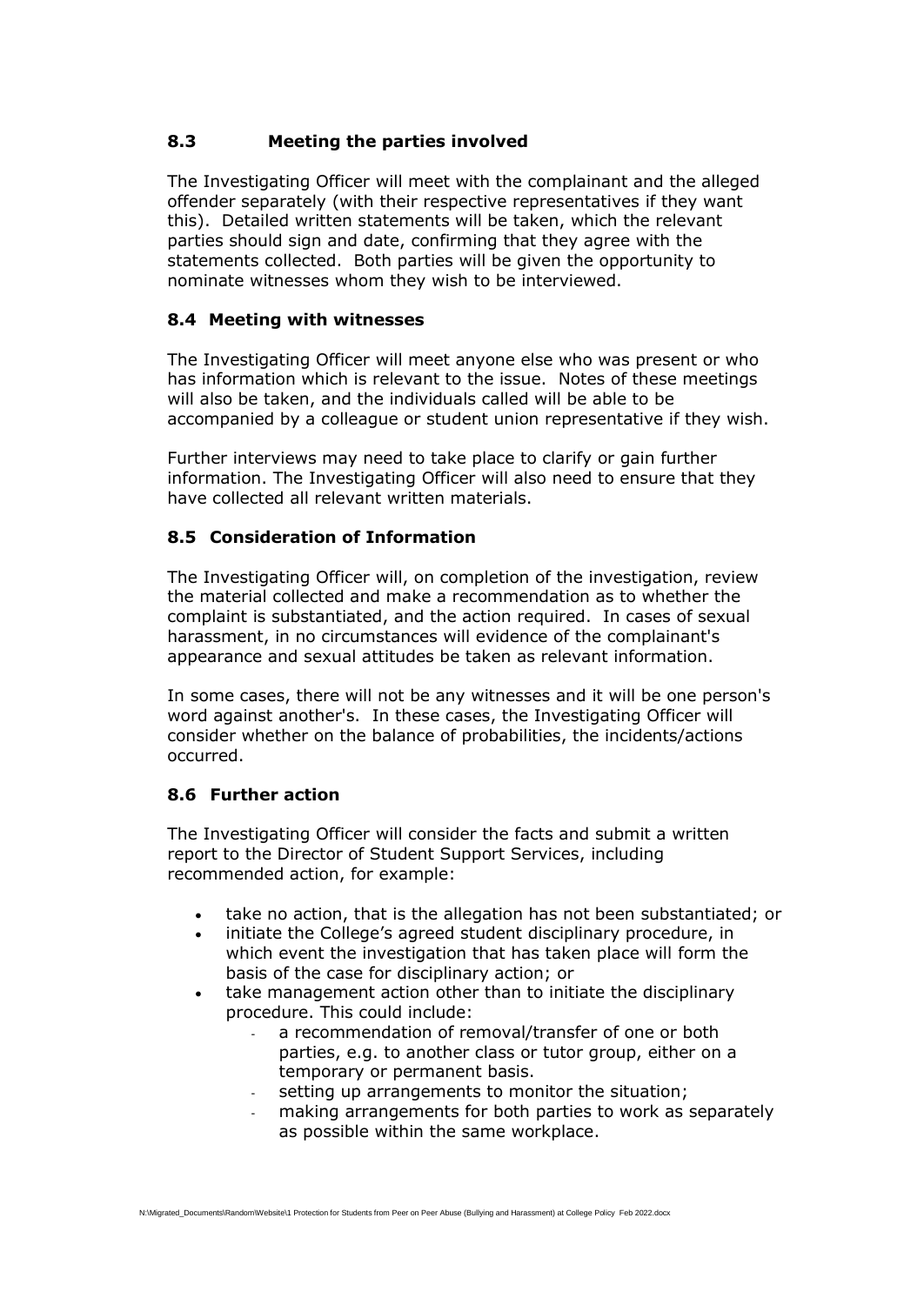### 8.3 Meeting the parties involved

The Investigating Officer will meet with the complainant and the alleged offender separately (with their respective representatives if they want this). Detailed written statements will be taken, which the relevant parties should sign and date, confirming that they agree with the statements collected. Both parties will be given the opportunity to nominate witnesses whom they wish to be interviewed.

### 8.4 Meeting with witnesses

The Investigating Officer will meet anyone else who was present or who has information which is relevant to the issue. Notes of these meetings will also be taken, and the individuals called will be able to be accompanied by a colleague or student union representative if they wish.

Further interviews may need to take place to clarify or gain further information. The Investigating Officer will also need to ensure that they have collected all relevant written materials.

### 8.5 Consideration of Information

The Investigating Officer will, on completion of the investigation, review the material collected and make a recommendation as to whether the complaint is substantiated, and the action required. In cases of sexual harassment, in no circumstances will evidence of the complainant's appearance and sexual attitudes be taken as relevant information.

In some cases, there will not be any witnesses and it will be one person's word against another's. In these cases, the Investigating Officer will consider whether on the balance of probabilities, the incidents/actions occurred.

### 8.6 Further action

The Investigating Officer will consider the facts and submit a written report to the Director of Student Support Services, including recommended action, for example:

- take no action, that is the allegation has not been substantiated; or
- initiate the College's agreed student disciplinary procedure, in which event the investigation that has taken place will form the basis of the case for disciplinary action; or
- take management action other than to initiate the disciplinary procedure. This could include:
  - a recommendation of removal/transfer of one or both parties, e.g. to another class or tutor group, either on a temporary or permanent basis.
  - setting up arrangements to monitor the situation;
  - making arrangements for both parties to work as separately as possible within the same workplace.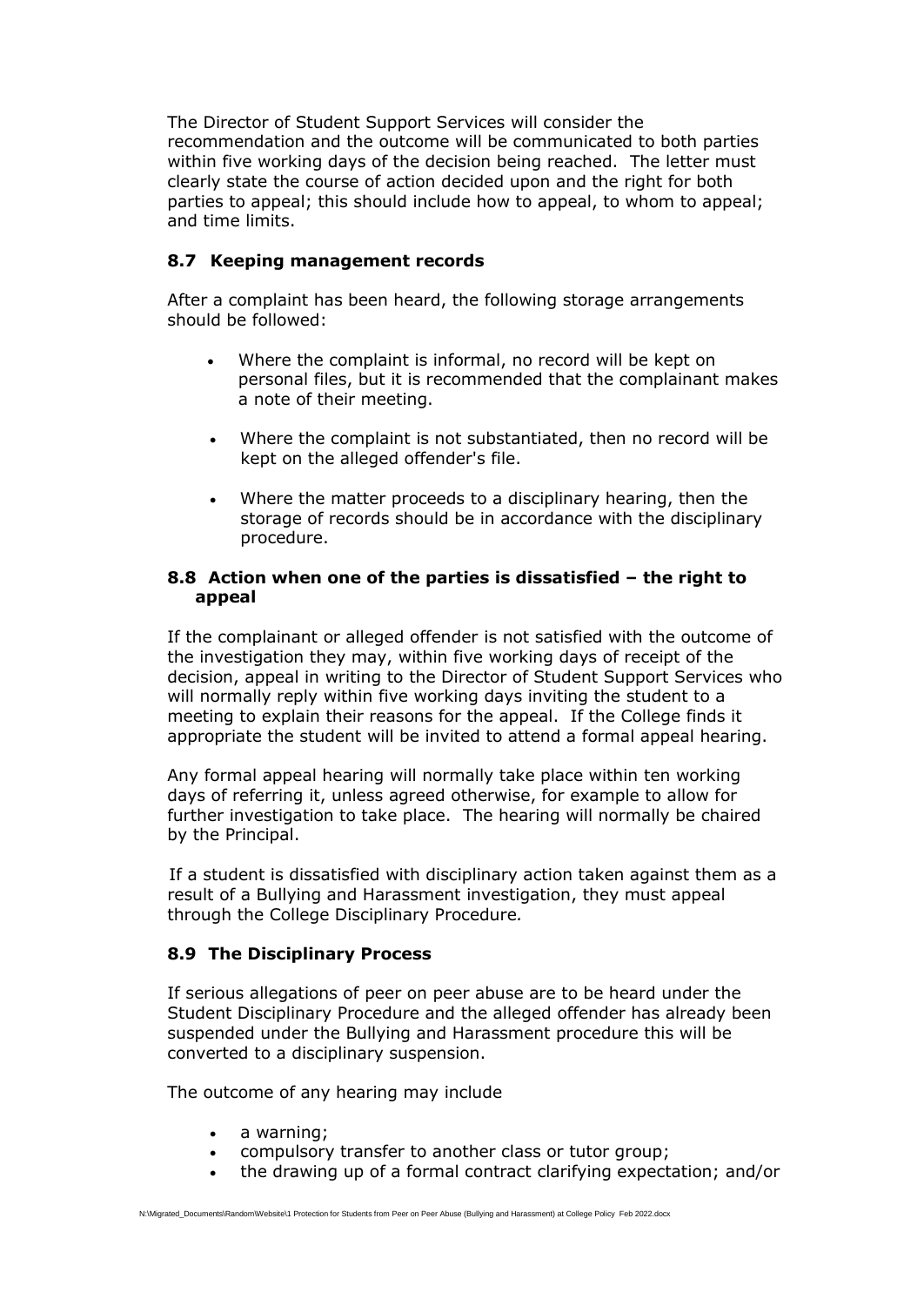The Director of Student Support Services will consider the recommendation and the outcome will be communicated to both parties within five working days of the decision being reached. The letter must clearly state the course of action decided upon and the right for both parties to appeal; this should include how to appeal, to whom to appeal; and time limits.

### 8.7 Keeping management records

After a complaint has been heard, the following storage arrangements should be followed:

- Where the complaint is informal, no record will be kept on personal files, but it is recommended that the complainant makes a note of their meeting.
- Where the complaint is not substantiated, then no record will be kept on the alleged offender's file.
- Where the matter proceeds to a disciplinary hearing, then the storage of records should be in accordance with the disciplinary procedure.

### 8.8 Action when one of the parties is dissatisfied – the right to appeal

If the complainant or alleged offender is not satisfied with the outcome of the investigation they may, within five working days of receipt of the decision, appeal in writing to the Director of Student Support Services who will normally reply within five working days inviting the student to a meeting to explain their reasons for the appeal. If the College finds it appropriate the student will be invited to attend a formal appeal hearing.

Any formal appeal hearing will normally take place within ten working days of referring it, unless agreed otherwise, for example to allow for further investigation to take place. The hearing will normally be chaired by the Principal.

If a student is dissatisfied with disciplinary action taken against them as a result of a Bullying and Harassment investigation, they must appeal through the College Disciplinary Procedure.

### 8.9 The Disciplinary Process

If serious allegations of peer on peer abuse are to be heard under the Student Disciplinary Procedure and the alleged offender has already been suspended under the Bullying and Harassment procedure this will be converted to a disciplinary suspension.

The outcome of any hearing may include

- a warning;
- compulsory transfer to another class or tutor group;
- the drawing up of a formal contract clarifying expectation; and/or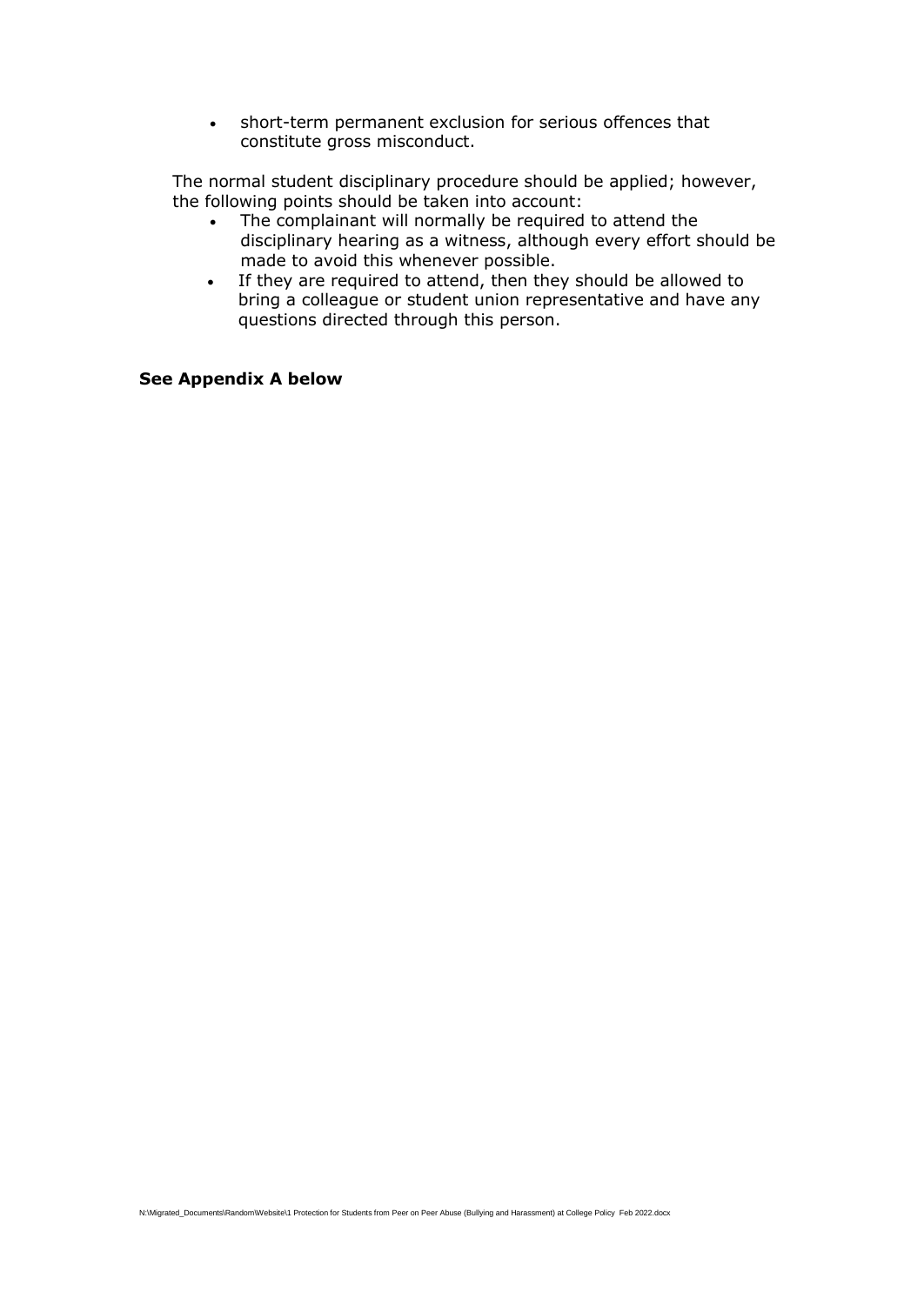- short-term permanent exclusion for serious offences that constitute gross misconduct.

The normal student disciplinary procedure should be applied; however, the following points should be taken into account:

- The complainant will normally be required to attend the disciplinary hearing as a witness, although every effort should be made to avoid this whenever possible.
- If they are required to attend, then they should be allowed to bring a colleague or student union representative and have any questions directed through this person.

**See Appendix A below**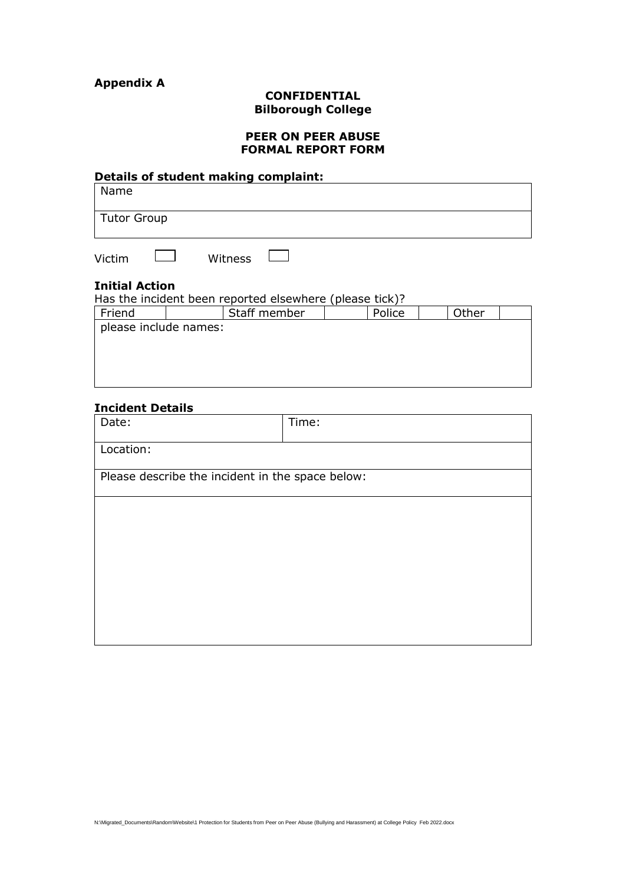**Appendix A**

**CONFIDENTIAL**
**Bilborough College**

**PEER ON PEER ABUSE**
**FORMAL REPORT FORM**

**Details of student making complaint:**

| Name |
|---|
| Tutor Group |

Victim ☐ Witness ☐

**Initial Action**

Has the incident been reported elsewhere (please tick)?

| Friend | | Staff member | | Police | | Other | |
|---|---|---|---|---|---|---|---|
| please include names: | | | | | | | |

**Incident Details**

| Date: | Time: |
|---|---|
| Location: | |
| Please describe the incident in the space below: | |
| | |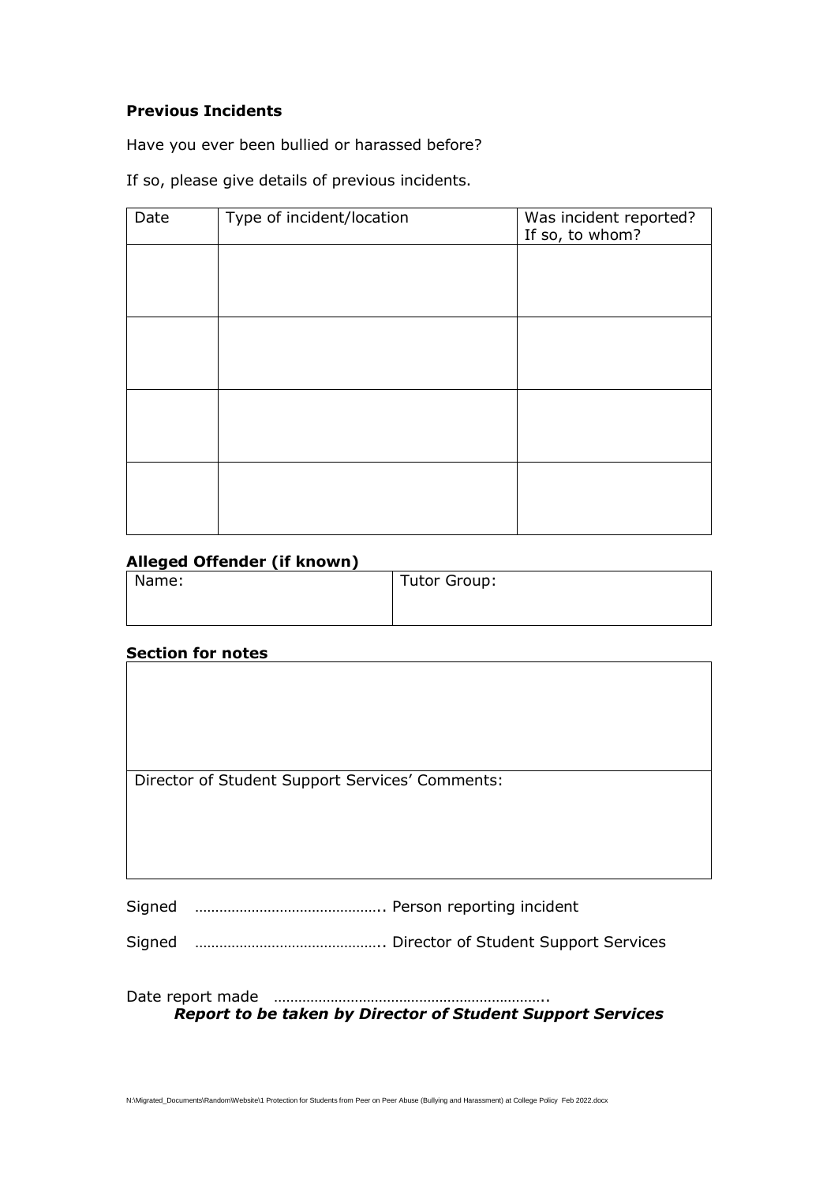**Previous Incidents**

Have you ever been bullied or harassed before?

If so, please give details of previous incidents.

| Date | Type of incident/location | Was incident reported? If so, to whom? |
|---|---|---|
| | | |
| | | |
| | | |
| | | |

**Alleged Offender (if known)**

| Name: | Tutor Group: |
|---|---|
| | |

**Section for notes**

| |
|---|
| |
| Director of Student Support Services' Comments: |

Signed ……………………………………….. Person reporting incident

Signed ……………………………………….. Director of Student Support Services

Date report made …………………………………………………………..

***Report to be taken by Director of Student Support Services***

N:\Migrated_Documents\Random\Website\1 Protection for Students from Peer on Peer Abuse (Bullying and Harassment) at College Policy Feb 2022.docx